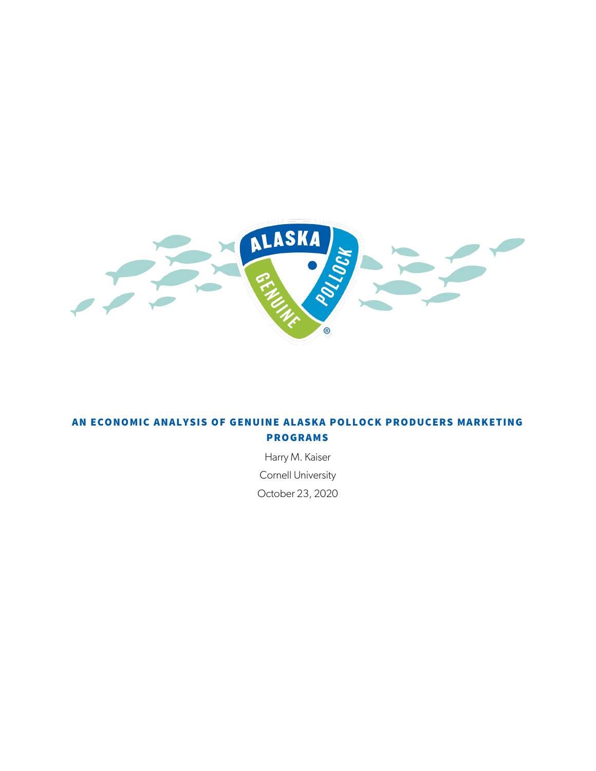# AN ECONOMIC ANALYSIS OF GENUINE ALASKA POLLOCK PRODUCERS MARKETING PROGRAMS

Harry M. Kaiser

Cornell University

October 23, 2020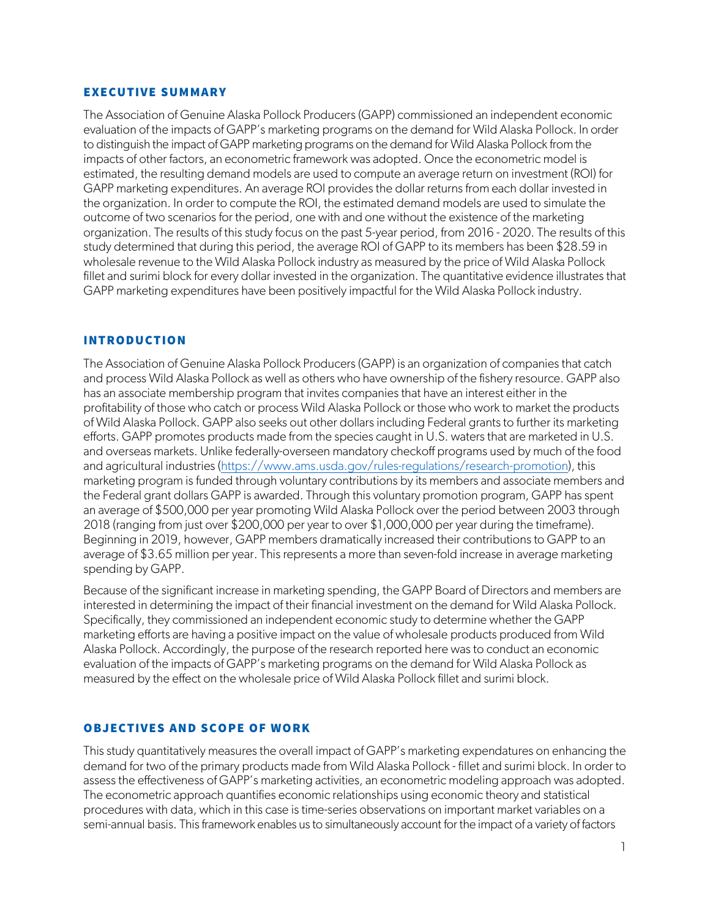## EXECUTIVE SUMMARY

The Association of Genuine Alaska Pollock Producers (GAPP) commissioned an independent economic evaluation of the impacts of GAPP's marketing programs on the demand for Wild Alaska Pollock. In order to distinguish the impact of GAPP marketing programs on the demand for Wild Alaska Pollock from the impacts of other factors, an econometric framework was adopted. Once the econometric model is estimated, the resulting demand models are used to compute an average return on investment (ROI) for GAPP marketing expenditures. An average ROI provides the dollar returns from each dollar invested in the organization. In order to compute the ROI, the estimated demand models are used to simulate the outcome of two scenarios for the period, one with and one without the existence of the marketing organization. The results of this study focus on the past 5-year period, from 2016 - 2020. The results of this study determined that during this period, the average ROI of GAPP to its members has been $28.59 in wholesale revenue to the Wild Alaska Pollock industry as measured by the price of Wild Alaska Pollock fillet and surimi block for every dollar invested in the organization. The quantitative evidence illustrates that GAPP marketing expenditures have been positively impactful for the Wild Alaska Pollock industry.

## INTRODUCTION

The Association of Genuine Alaska Pollock Producers (GAPP) is an organization of companies that catch and process Wild Alaska Pollock as well as others who have ownership of the fishery resource. GAPP also has an associate membership program that invites companies that have an interest either in the profitability of those who catch or process Wild Alaska Pollock or those who work to market the products of Wild Alaska Pollock. GAPP also seeks out other dollars including Federal grants to further its marketing efforts. GAPP promotes products made from the species caught in U.S. waters that are marketed in U.S. and overseas markets. Unlike federally-overseen mandatory checkoff programs used by much of the food and agricultural industries (https://www.ams.usda.gov/rules-regulations/research-promotion), this marketing program is funded through voluntary contributions by its members and associate members and the Federal grant dollars GAPP is awarded. Through this voluntary promotion program, GAPP has spent an average of $500,000 per year promoting Wild Alaska Pollock over the period between 2003 through 2018 (ranging from just over $200,000 per year to over $1,000,000 per year during the timeframe). Beginning in 2019, however, GAPP members dramatically increased their contributions to GAPP to an average of $3.65 million per year. This represents a more than seven-fold increase in average marketing spending by GAPP.

Because of the significant increase in marketing spending, the GAPP Board of Directors and members are interested in determining the impact of their financial investment on the demand for Wild Alaska Pollock. Specifically, they commissioned an independent economic study to determine whether the GAPP marketing efforts are having a positive impact on the value of wholesale products produced from Wild Alaska Pollock. Accordingly, the purpose of the research reported here was to conduct an economic evaluation of the impacts of GAPP's marketing programs on the demand for Wild Alaska Pollock as measured by the effect on the wholesale price of Wild Alaska Pollock fillet and surimi block.

## OBJECTIVES AND SCOPE OF WORK

This study quantitatively measures the overall impact of GAPP's marketing expendatures on enhancing the demand for two of the primary products made from Wild Alaska Pollock - fillet and surimi block. In order to assess the effectiveness of GAPP's marketing activities, an econometric modeling approach was adopted. The econometric approach quantifies economic relationships using economic theory and statistical procedures with data, which in this case is time-series observations on important market variables on a semi-annual basis. This framework enables us to simultaneously account for the impact of a variety of factors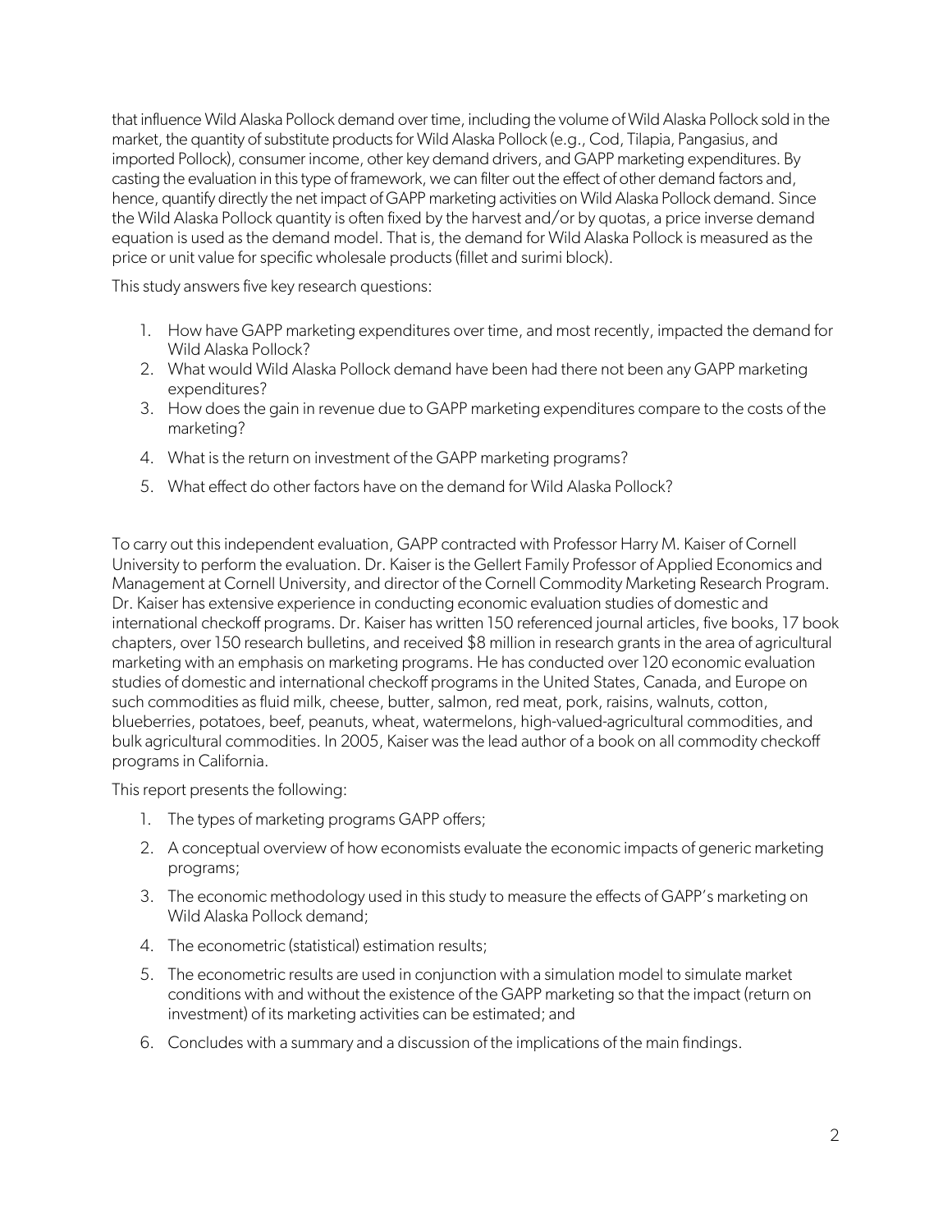that influence Wild Alaska Pollock demand over time, including the volume of Wild Alaska Pollock sold in the market, the quantity of substitute products for Wild Alaska Pollock (e.g., Cod, Tilapia, Pangasius, and imported Pollock), consumer income, other key demand drivers, and GAPP marketing expenditures. By casting the evaluation in this type of framework, we can filter out the effect of other demand factors and, hence, quantify directly the net impact of GAPP marketing activities on Wild Alaska Pollock demand. Since the Wild Alaska Pollock quantity is often fixed by the harvest and/or by quotas, a price inverse demand equation is used as the demand model. That is, the demand for Wild Alaska Pollock is measured as the price or unit value for specific wholesale products (fillet and surimi block).

This study answers five key research questions:

1. How have GAPP marketing expenditures over time, and most recently, impacted the demand for Wild Alaska Pollock?
2. What would Wild Alaska Pollock demand have been had there not been any GAPP marketing expenditures?
3. How does the gain in revenue due to GAPP marketing expenditures compare to the costs of the marketing?
4. What is the return on investment of the GAPP marketing programs?
5. What effect do other factors have on the demand for Wild Alaska Pollock?

To carry out this independent evaluation, GAPP contracted with Professor Harry M. Kaiser of Cornell University to perform the evaluation. Dr. Kaiser is the Gellert Family Professor of Applied Economics and Management at Cornell University, and director of the Cornell Commodity Marketing Research Program. Dr. Kaiser has extensive experience in conducting economic evaluation studies of domestic and international checkoff programs. Dr. Kaiser has written 150 referenced journal articles, five books, 17 book chapters, over 150 research bulletins, and received $8 million in research grants in the area of agricultural marketing with an emphasis on marketing programs. He has conducted over 120 economic evaluation studies of domestic and international checkoff programs in the United States, Canada, and Europe on such commodities as fluid milk, cheese, butter, salmon, red meat, pork, raisins, walnuts, cotton, blueberries, potatoes, beef, peanuts, wheat, watermelons, high-valued-agricultural commodities, and bulk agricultural commodities. In 2005, Kaiser was the lead author of a book on all commodity checkoff programs in California.

This report presents the following:

1. The types of marketing programs GAPP offers;
2. A conceptual overview of how economists evaluate the economic impacts of generic marketing programs;
3. The economic methodology used in this study to measure the effects of GAPP's marketing on Wild Alaska Pollock demand;
4. The econometric (statistical) estimation results;
5. The econometric results are used in conjunction with a simulation model to simulate market conditions with and without the existence of the GAPP marketing so that the impact (return on investment) of its marketing activities can be estimated; and
6. Concludes with a summary and a discussion of the implications of the main findings.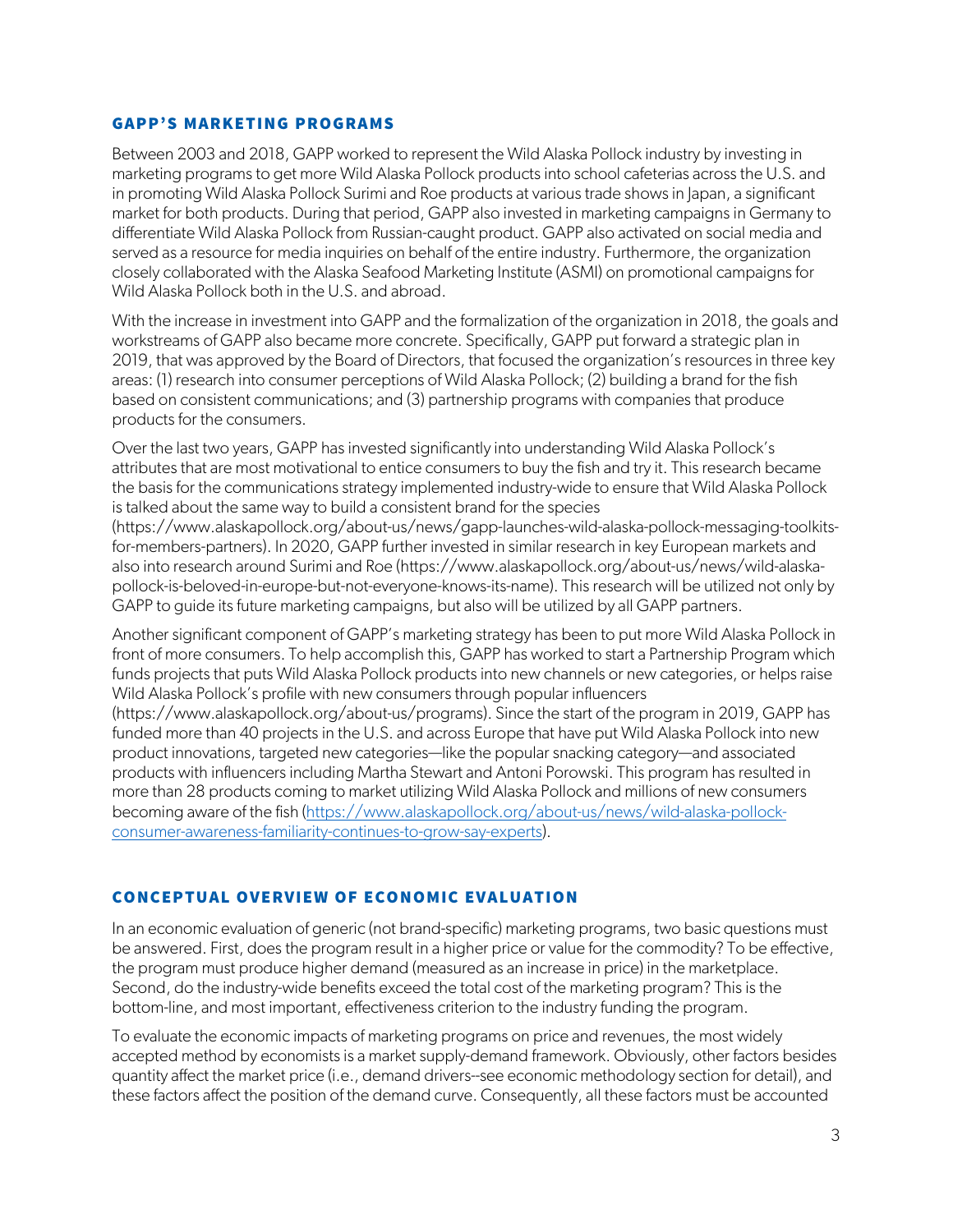## GAPP'S MARKETING PROGRAMS

Between 2003 and 2018, GAPP worked to represent the Wild Alaska Pollock industry by investing in marketing programs to get more Wild Alaska Pollock products into school cafeterias across the U.S. and in promoting Wild Alaska Pollock Surimi and Roe products at various trade shows in Japan, a significant market for both products. During that period, GAPP also invested in marketing campaigns in Germany to differentiate Wild Alaska Pollock from Russian-caught product. GAPP also activated on social media and served as a resource for media inquiries on behalf of the entire industry. Furthermore, the organization closely collaborated with the Alaska Seafood Marketing Institute (ASMI) on promotional campaigns for Wild Alaska Pollock both in the U.S. and abroad.

With the increase in investment into GAPP and the formalization of the organization in 2018, the goals and workstreams of GAPP also became more concrete. Specifically, GAPP put forward a strategic plan in 2019, that was approved by the Board of Directors, that focused the organization's resources in three key areas: (1) research into consumer perceptions of Wild Alaska Pollock; (2) building a brand for the fish based on consistent communications; and (3) partnership programs with companies that produce products for the consumers.

Over the last two years, GAPP has invested significantly into understanding Wild Alaska Pollock's attributes that are most motivational to entice consumers to buy the fish and try it. This research became the basis for the communications strategy implemented industry-wide to ensure that Wild Alaska Pollock is talked about the same way to build a consistent brand for the species (https://www.alaskapollock.org/about-us/news/gapp-launches-wild-alaska-pollock-messaging-toolkits-for-members-partners). In 2020, GAPP further invested in similar research in key European markets and also into research around Surimi and Roe (https://www.alaskapollock.org/about-us/news/wild-alaska-pollock-is-beloved-in-europe-but-not-everyone-knows-its-name). This research will be utilized not only by GAPP to guide its future marketing campaigns, but also will be utilized by all GAPP partners.

Another significant component of GAPP's marketing strategy has been to put more Wild Alaska Pollock in front of more consumers. To help accomplish this, GAPP has worked to start a Partnership Program which funds projects that puts Wild Alaska Pollock products into new channels or new categories, or helps raise Wild Alaska Pollock's profile with new consumers through popular influencers (https://www.alaskapollock.org/about-us/programs). Since the start of the program in 2019, GAPP has funded more than 40 projects in the U.S. and across Europe that have put Wild Alaska Pollock into new product innovations, targeted new categories—like the popular snacking category—and associated products with influencers including Martha Stewart and Antoni Porowski. This program has resulted in more than 28 products coming to market utilizing Wild Alaska Pollock and millions of new consumers becoming aware of the fish (https://www.alaskapollock.org/about-us/news/wild-alaska-pollock-consumer-awareness-familiarity-continues-to-grow-say-experts).

## CONCEPTUAL OVERVIEW OF ECONOMIC EVALUATION

In an economic evaluation of generic (not brand-specific) marketing programs, two basic questions must be answered. First, does the program result in a higher price or value for the commodity? To be effective, the program must produce higher demand (measured as an increase in price) in the marketplace. Second, do the industry-wide benefits exceed the total cost of the marketing program? This is the bottom-line, and most important, effectiveness criterion to the industry funding the program.

To evaluate the economic impacts of marketing programs on price and revenues, the most widely accepted method by economists is a market supply-demand framework. Obviously, other factors besides quantity affect the market price (i.e., demand drivers--see economic methodology section for detail), and these factors affect the position of the demand curve. Consequently, all these factors must be accounted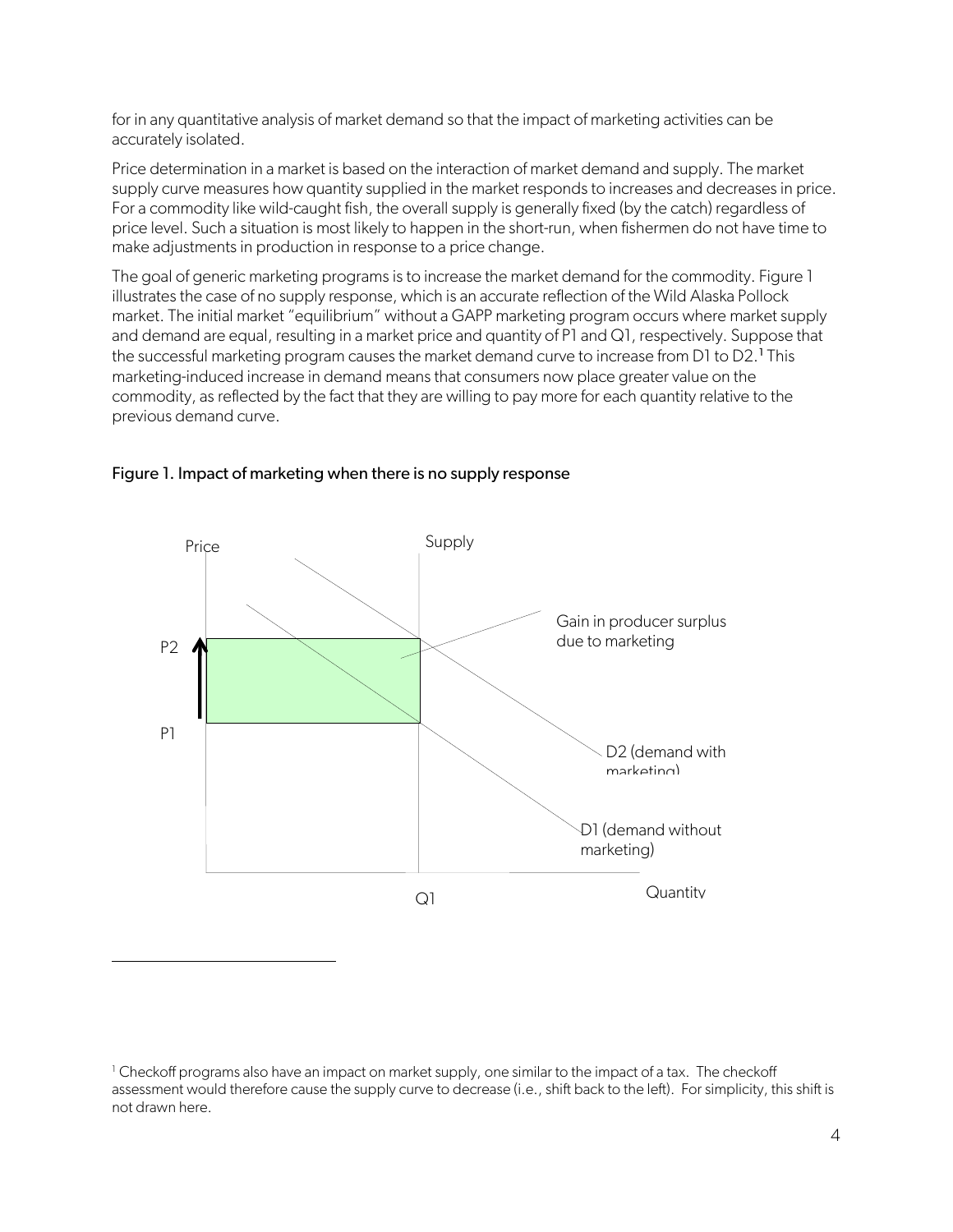for in any quantitative analysis of market demand so that the impact of marketing activities can be accurately isolated.

Price determination in a market is based on the interaction of market demand and supply. The market supply curve measures how quantity supplied in the market responds to increases and decreases in price. For a commodity like wild-caught fish, the overall supply is generally fixed (by the catch) regardless of price level. Such a situation is most likely to happen in the short-run, when fishermen do not have time to make adjustments in production in response to a price change.

The goal of generic marketing programs is to increase the market demand for the commodity. Figure 1 illustrates the case of no supply response, which is an accurate reflection of the Wild Alaska Pollock market. The initial market "equilibrium" without a GAPP marketing program occurs where market supply and demand are equal, resulting in a market price and quantity of P1 and Q1, respectively. Suppose that the successful marketing program causes the market demand curve to increase from D1 to D2.[1] This marketing-induced increase in demand means that consumers now place greater value on the commodity, as reflected by the fact that they are willing to pay more for each quantity relative to the previous demand curve.

**Figure 1. Impact of marketing when there is no supply response**

Price | Supply | P2 | P1 | Gain in producer surplus due to marketing | D2 (demand with marketing) | D1 (demand without marketing) | Q1 | Quantity

[1] Checkoff programs also have an impact on market supply, one similar to the impact of a tax. The checkoff assessment would therefore cause the supply curve to decrease (i.e., shift back to the left). For simplicity, this shift is not drawn here.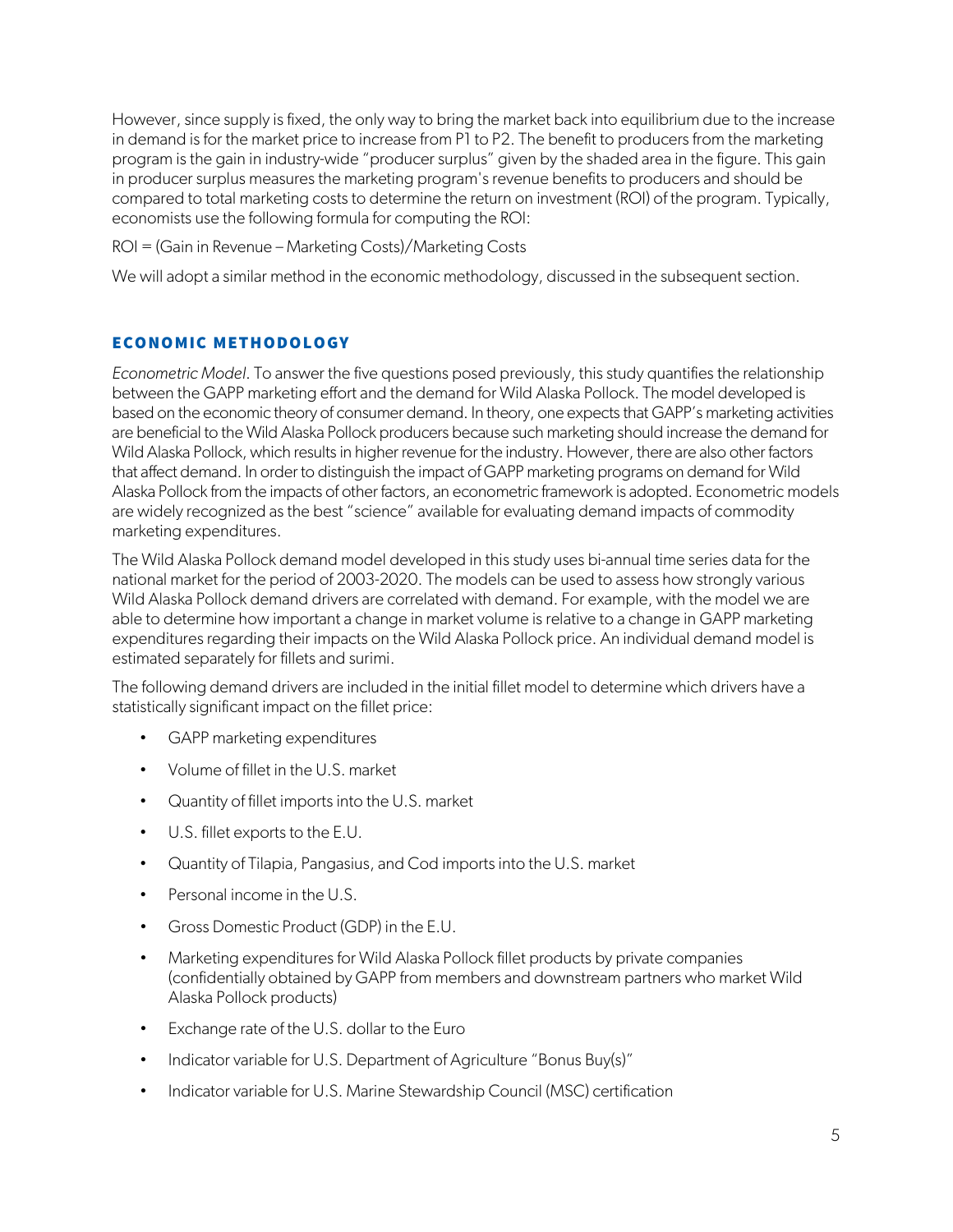However, since supply is fixed, the only way to bring the market back into equilibrium due to the increase in demand is for the market price to increase from P1 to P2. The benefit to producers from the marketing program is the gain in industry-wide "producer surplus" given by the shaded area in the figure. This gain in producer surplus measures the marketing program's revenue benefits to producers and should be compared to total marketing costs to determine the return on investment (ROI) of the program. Typically, economists use the following formula for computing the ROI:

ROI = (Gain in Revenue – Marketing Costs)/Marketing Costs

We will adopt a similar method in the economic methodology, discussed in the subsequent section.

## ECONOMIC METHODOLOGY

*Econometric Model*. To answer the five questions posed previously, this study quantifies the relationship between the GAPP marketing effort and the demand for Wild Alaska Pollock. The model developed is based on the economic theory of consumer demand. In theory, one expects that GAPP's marketing activities are beneficial to the Wild Alaska Pollock producers because such marketing should increase the demand for Wild Alaska Pollock, which results in higher revenue for the industry. However, there are also other factors that affect demand. In order to distinguish the impact of GAPP marketing programs on demand for Wild Alaska Pollock from the impacts of other factors, an econometric framework is adopted. Econometric models are widely recognized as the best "science" available for evaluating demand impacts of commodity marketing expenditures.

The Wild Alaska Pollock demand model developed in this study uses bi-annual time series data for the national market for the period of 2003-2020. The models can be used to assess how strongly various Wild Alaska Pollock demand drivers are correlated with demand. For example, with the model we are able to determine how important a change in market volume is relative to a change in GAPP marketing expenditures regarding their impacts on the Wild Alaska Pollock price. An individual demand model is estimated separately for fillets and surimi.

The following demand drivers are included in the initial fillet model to determine which drivers have a statistically significant impact on the fillet price:

- GAPP marketing expenditures
- Volume of fillet in the U.S. market
- Quantity of fillet imports into the U.S. market
- U.S. fillet exports to the E.U.
- Quantity of Tilapia, Pangasius, and Cod imports into the U.S. market
- Personal income in the U.S.
- Gross Domestic Product (GDP) in the E.U.
- Marketing expenditures for Wild Alaska Pollock fillet products by private companies (confidentially obtained by GAPP from members and downstream partners who market Wild Alaska Pollock products)
- Exchange rate of the U.S. dollar to the Euro
- Indicator variable for U.S. Department of Agriculture "Bonus Buy(s)"
- Indicator variable for U.S. Marine Stewardship Council (MSC) certification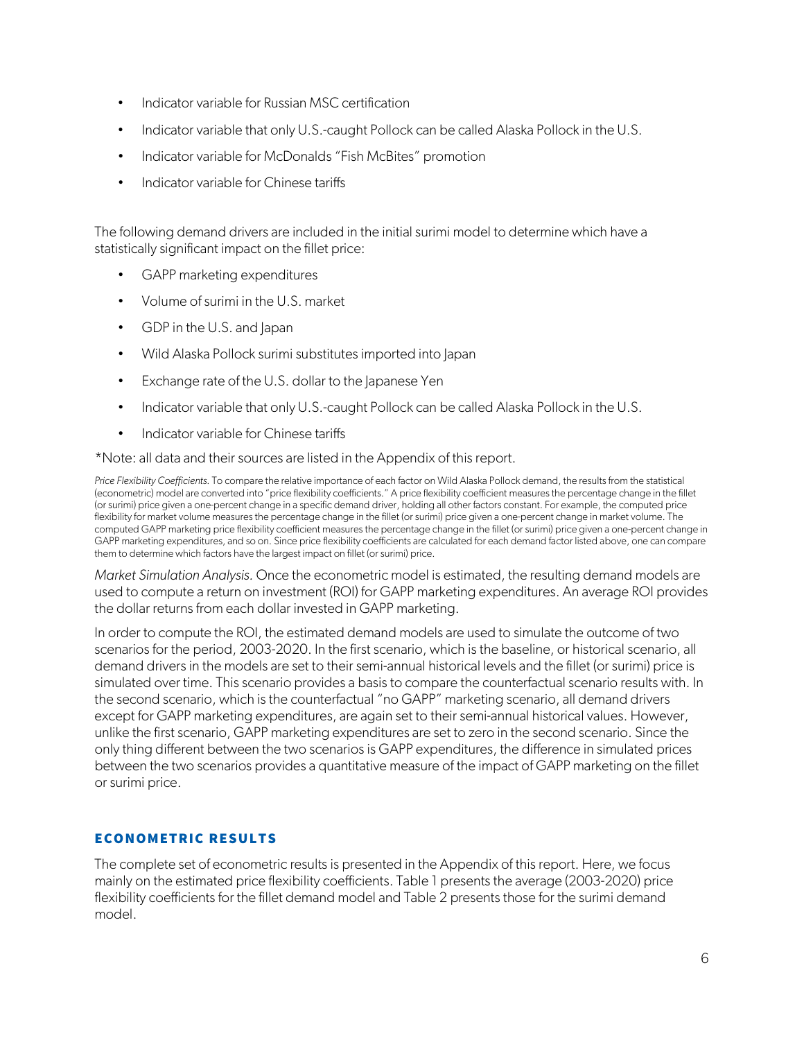- Indicator variable for Russian MSC certification
- Indicator variable that only U.S.-caught Pollock can be called Alaska Pollock in the U.S.
- Indicator variable for McDonalds "Fish McBites" promotion
- Indicator variable for Chinese tariffs

The following demand drivers are included in the initial surimi model to determine which have a statistically significant impact on the fillet price:

- GAPP marketing expenditures
- Volume of surimi in the U.S. market
- GDP in the U.S. and Japan
- Wild Alaska Pollock surimi substitutes imported into Japan
- Exchange rate of the U.S. dollar to the Japanese Yen
- Indicator variable that only U.S.-caught Pollock can be called Alaska Pollock in the U.S.
- Indicator variable for Chinese tariffs

*Note: all data and their sources are listed in the Appendix of this report.

*Price Flexibility Coefficients.* To compare the relative importance of each factor on Wild Alaska Pollock demand, the results from the statistical (econometric) model are converted into "price flexibility coefficients." A price flexibility coefficient measures the percentage change in the fillet (or surimi) price given a one-percent change in a specific demand driver, holding all other factors constant. For example, the computed price flexibility for market volume measures the percentage change in the fillet (or surimi) price given a one-percent change in market volume. The computed GAPP marketing price flexibility coefficient measures the percentage change in the fillet (or surimi) price given a one-percent change in GAPP marketing expenditures, and so on. Since price flexibility coefficients are calculated for each demand factor listed above, one can compare them to determine which factors have the largest impact on fillet (or surimi) price.

*Market Simulation Analysis.* Once the econometric model is estimated, the resulting demand models are used to compute a return on investment (ROI) for GAPP marketing expenditures. An average ROI provides the dollar returns from each dollar invested in GAPP marketing.

In order to compute the ROI, the estimated demand models are used to simulate the outcome of two scenarios for the period, 2003-2020. In the first scenario, which is the baseline, or historical scenario, all demand drivers in the models are set to their semi-annual historical levels and the fillet (or surimi) price is simulated over time. This scenario provides a basis to compare the counterfactual scenario results with. In the second scenario, which is the counterfactual "no GAPP" marketing scenario, all demand drivers except for GAPP marketing expenditures, are again set to their semi-annual historical values. However, unlike the first scenario, GAPP marketing expenditures are set to zero in the second scenario. Since the only thing different between the two scenarios is GAPP expenditures, the difference in simulated prices between the two scenarios provides a quantitative measure of the impact of GAPP marketing on the fillet or surimi price.

## ECONOMETRIC RESULTS

The complete set of econometric results is presented in the Appendix of this report. Here, we focus mainly on the estimated price flexibility coefficients. Table 1 presents the average (2003-2020) price flexibility coefficients for the fillet demand model and Table 2 presents those for the surimi demand model.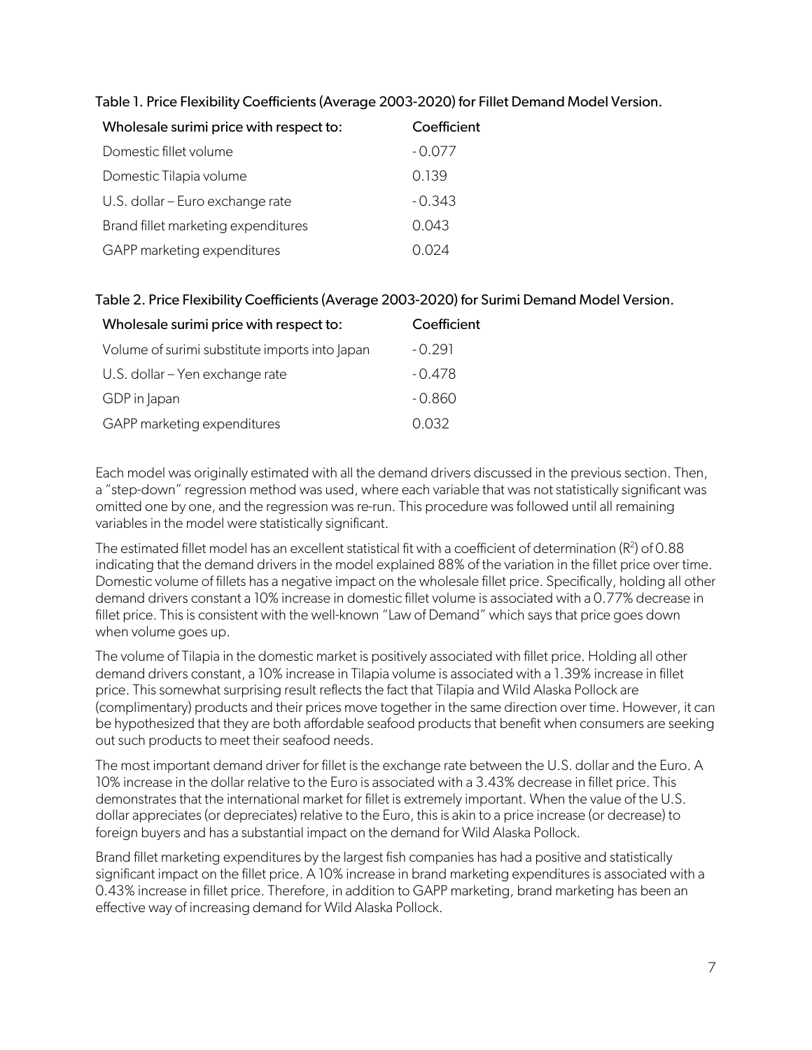Table 1. Price Flexibility Coefficients (Average 2003-2020) for Fillet Demand Model Version.

| Wholesale surimi price with respect to: | Coefficient |
|---|---|
| Domestic fillet volume | - 0.077 |
| Domestic Tilapia volume | 0.139 |
| U.S. dollar – Euro exchange rate | - 0.343 |
| Brand fillet marketing expenditures | 0.043 |
| GAPP marketing expenditures | 0.024 |

Table 2. Price Flexibility Coefficients (Average 2003-2020) for Surimi Demand Model Version.

| Wholesale surimi price with respect to: | Coefficient |
|---|---|
| Volume of surimi substitute imports into Japan | - 0.291 |
| U.S. dollar – Yen exchange rate | - 0.478 |
| GDP in Japan | - 0.860 |
| GAPP marketing expenditures | 0.032 |

Each model was originally estimated with all the demand drivers discussed in the previous section. Then, a "step-down" regression method was used, where each variable that was not statistically significant was omitted one by one, and the regression was re-run. This procedure was followed until all remaining variables in the model were statistically significant.

The estimated fillet model has an excellent statistical fit with a coefficient of determination ($R^2$) of 0.88 indicating that the demand drivers in the model explained 88% of the variation in the fillet price over time. Domestic volume of fillets has a negative impact on the wholesale fillet price. Specifically, holding all other demand drivers constant a 10% increase in domestic fillet volume is associated with a 0.77% decrease in fillet price. This is consistent with the well-known "Law of Demand" which says that price goes down when volume goes up.

The volume of Tilapia in the domestic market is positively associated with fillet price. Holding all other demand drivers constant, a 10% increase in Tilapia volume is associated with a 1.39% increase in fillet price. This somewhat surprising result reflects the fact that Tilapia and Wild Alaska Pollock are (complimentary) products and their prices move together in the same direction over time. However, it can be hypothesized that they are both affordable seafood products that benefit when consumers are seeking out such products to meet their seafood needs.

The most important demand driver for fillet is the exchange rate between the U.S. dollar and the Euro. A 10% increase in the dollar relative to the Euro is associated with a 3.43% decrease in fillet price. This demonstrates that the international market for fillet is extremely important. When the value of the U.S. dollar appreciates (or depreciates) relative to the Euro, this is akin to a price increase (or decrease) to foreign buyers and has a substantial impact on the demand for Wild Alaska Pollock.

Brand fillet marketing expenditures by the largest fish companies has had a positive and statistically significant impact on the fillet price. A 10% increase in brand marketing expenditures is associated with a 0.43% increase in fillet price. Therefore, in addition to GAPP marketing, brand marketing has been an effective way of increasing demand for Wild Alaska Pollock.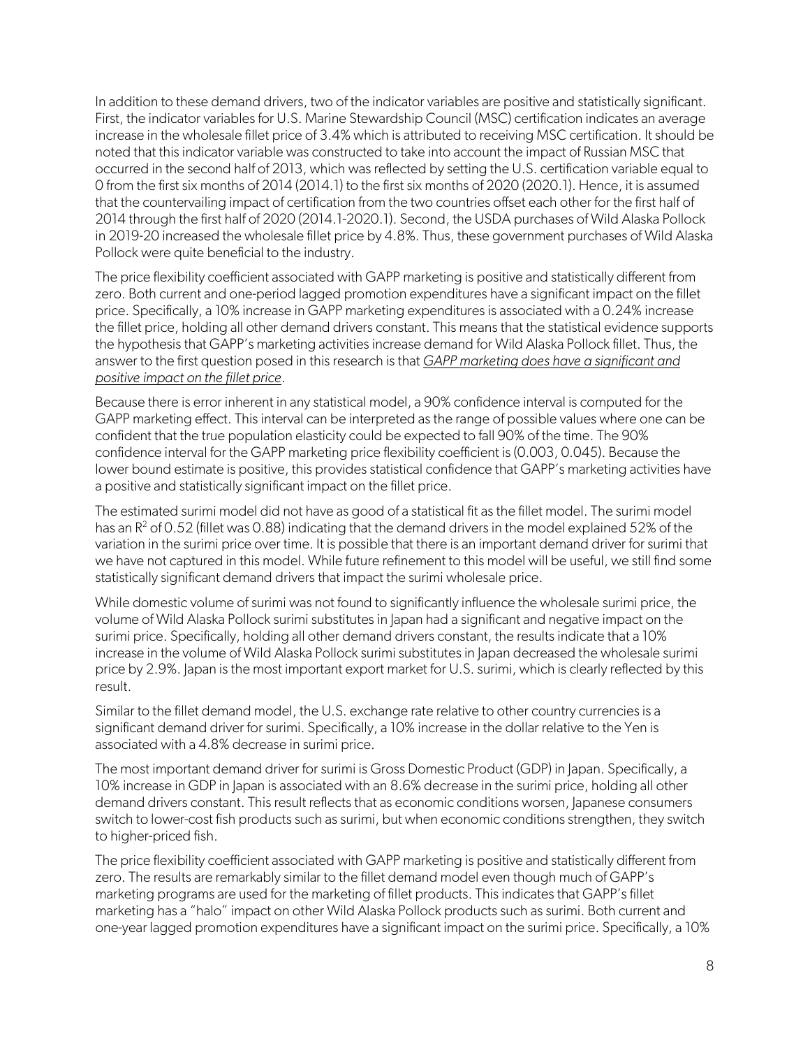In addition to these demand drivers, two of the indicator variables are positive and statistically significant. First, the indicator variables for U.S. Marine Stewardship Council (MSC) certification indicates an average increase in the wholesale fillet price of 3.4% which is attributed to receiving MSC certification. It should be noted that this indicator variable was constructed to take into account the impact of Russian MSC that occurred in the second half of 2013, which was reflected by setting the U.S. certification variable equal to 0 from the first six months of 2014 (2014.1) to the first six months of 2020 (2020.1). Hence, it is assumed that the countervailing impact of certification from the two countries offset each other for the first half of 2014 through the first half of 2020 (2014.1-2020.1). Second, the USDA purchases of Wild Alaska Pollock in 2019-20 increased the wholesale fillet price by 4.8%. Thus, these government purchases of Wild Alaska Pollock were quite beneficial to the industry.

The price flexibility coefficient associated with GAPP marketing is positive and statistically different from zero. Both current and one-period lagged promotion expenditures have a significant impact on the fillet price. Specifically, a 10% increase in GAPP marketing expenditures is associated with a 0.24% increase the fillet price, holding all other demand drivers constant. This means that the statistical evidence supports the hypothesis that GAPP's marketing activities increase demand for Wild Alaska Pollock fillet. Thus, the answer to the first question posed in this research is that *GAPP marketing does have a significant and positive impact on the fillet price*.

Because there is error inherent in any statistical model, a 90% confidence interval is computed for the GAPP marketing effect. This interval can be interpreted as the range of possible values where one can be confident that the true population elasticity could be expected to fall 90% of the time. The 90% confidence interval for the GAPP marketing price flexibility coefficient is (0.003, 0.045). Because the lower bound estimate is positive, this provides statistical confidence that GAPP's marketing activities have a positive and statistically significant impact on the fillet price.

The estimated surimi model did not have as good of a statistical fit as the fillet model. The surimi model has an $R^2$ of 0.52 (fillet was 0.88) indicating that the demand drivers in the model explained 52% of the variation in the surimi price over time. It is possible that there is an important demand driver for surimi that we have not captured in this model. While future refinement to this model will be useful, we still find some statistically significant demand drivers that impact the surimi wholesale price.

While domestic volume of surimi was not found to significantly influence the wholesale surimi price, the volume of Wild Alaska Pollock surimi substitutes in Japan had a significant and negative impact on the surimi price. Specifically, holding all other demand drivers constant, the results indicate that a 10% increase in the volume of Wild Alaska Pollock surimi substitutes in Japan decreased the wholesale surimi price by 2.9%. Japan is the most important export market for U.S. surimi, which is clearly reflected by this result.

Similar to the fillet demand model, the U.S. exchange rate relative to other country currencies is a significant demand driver for surimi. Specifically, a 10% increase in the dollar relative to the Yen is associated with a 4.8% decrease in surimi price.

The most important demand driver for surimi is Gross Domestic Product (GDP) in Japan. Specifically, a 10% increase in GDP in Japan is associated with an 8.6% decrease in the surimi price, holding all other demand drivers constant. This result reflects that as economic conditions worsen, Japanese consumers switch to lower-cost fish products such as surimi, but when economic conditions strengthen, they switch to higher-priced fish.

The price flexibility coefficient associated with GAPP marketing is positive and statistically different from zero. The results are remarkably similar to the fillet demand model even though much of GAPP's marketing programs are used for the marketing of fillet products. This indicates that GAPP's fillet marketing has a "halo" impact on other Wild Alaska Pollock products such as surimi. Both current and one-year lagged promotion expenditures have a significant impact on the surimi price. Specifically, a 10%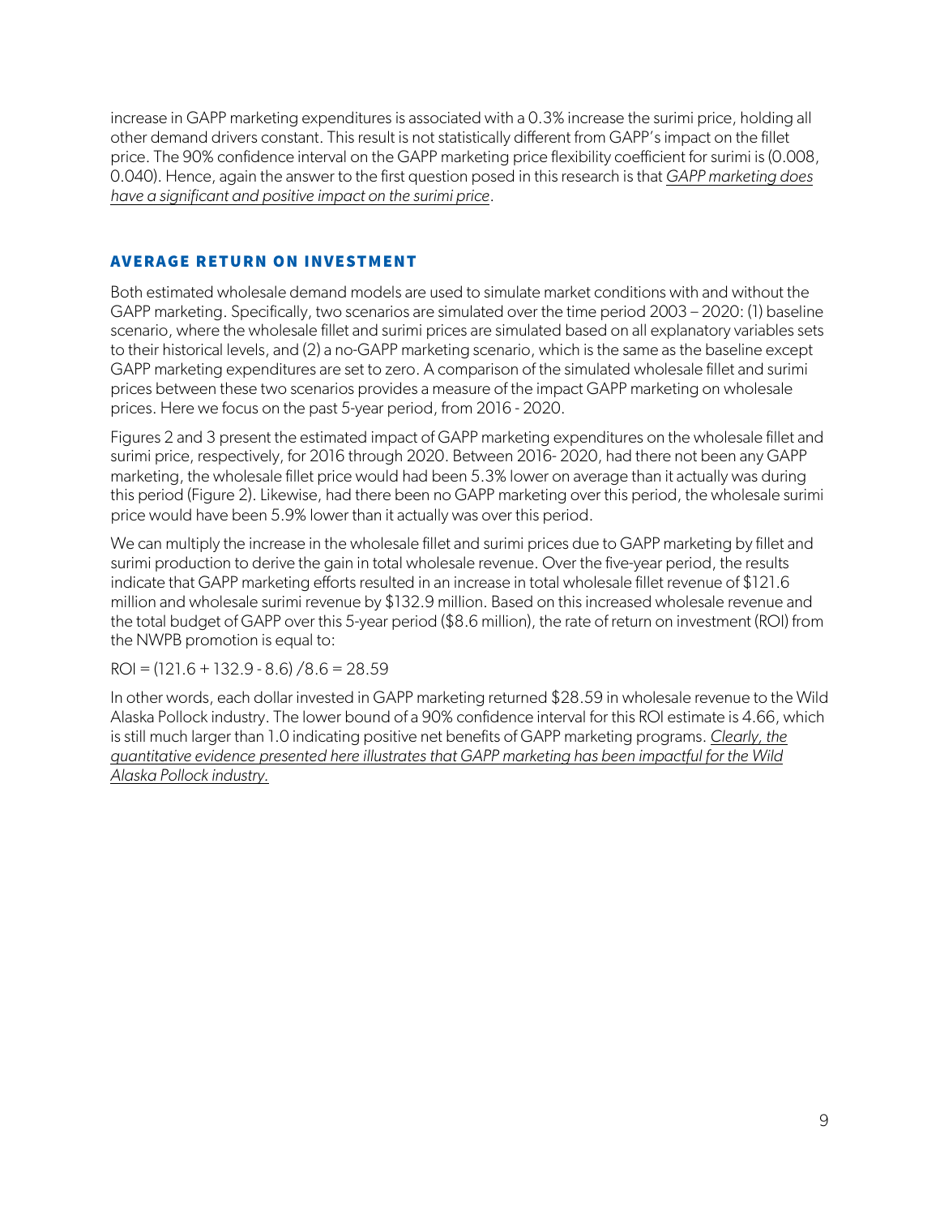increase in GAPP marketing expenditures is associated with a 0.3% increase the surimi price, holding all other demand drivers constant. This result is not statistically different from GAPP's impact on the fillet price. The 90% confidence interval on the GAPP marketing price flexibility coefficient for surimi is (0.008, 0.040). Hence, again the answer to the first question posed in this research is that *GAPP marketing does have a significant and positive impact on the surimi price*.

## AVERAGE RETURN ON INVESTMENT

Both estimated wholesale demand models are used to simulate market conditions with and without the GAPP marketing. Specifically, two scenarios are simulated over the time period 2003 – 2020: (1) baseline scenario, where the wholesale fillet and surimi prices are simulated based on all explanatory variables sets to their historical levels, and (2) a no-GAPP marketing scenario, which is the same as the baseline except GAPP marketing expenditures are set to zero. A comparison of the simulated wholesale fillet and surimi prices between these two scenarios provides a measure of the impact GAPP marketing on wholesale prices. Here we focus on the past 5-year period, from 2016 - 2020.

Figures 2 and 3 present the estimated impact of GAPP marketing expenditures on the wholesale fillet and surimi price, respectively, for 2016 through 2020. Between 2016- 2020, had there not been any GAPP marketing, the wholesale fillet price would had been 5.3% lower on average than it actually was during this period (Figure 2). Likewise, had there been no GAPP marketing over this period, the wholesale surimi price would have been 5.9% lower than it actually was over this period.

We can multiply the increase in the wholesale fillet and surimi prices due to GAPP marketing by fillet and surimi production to derive the gain in total wholesale revenue. Over the five-year period, the results indicate that GAPP marketing efforts resulted in an increase in total wholesale fillet revenue of $121.6 million and wholesale surimi revenue by $132.9 million. Based on this increased wholesale revenue and the total budget of GAPP over this 5-year period ($8.6 million), the rate of return on investment (ROI) from the NWPB promotion is equal to:

$$ROI = (121.6 + 132.9 - 8.6) / 8.6 = 28.59$$

In other words, each dollar invested in GAPP marketing returned $28.59 in wholesale revenue to the Wild Alaska Pollock industry. The lower bound of a 90% confidence interval for this ROI estimate is 4.66, which is still much larger than 1.0 indicating positive net benefits of GAPP marketing programs. *Clearly, the quantitative evidence presented here illustrates that GAPP marketing has been impactful for the Wild Alaska Pollock industry.*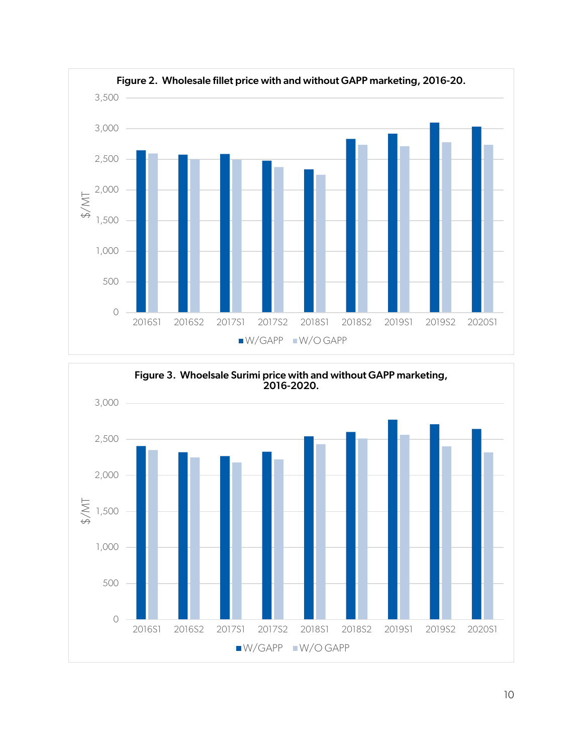**Figure 2. Wholesale fillet price with and without GAPP marketing, 2016-20.**

**Figure 3. Whoelsale Surimi price with and without GAPP marketing, 2016-2020.**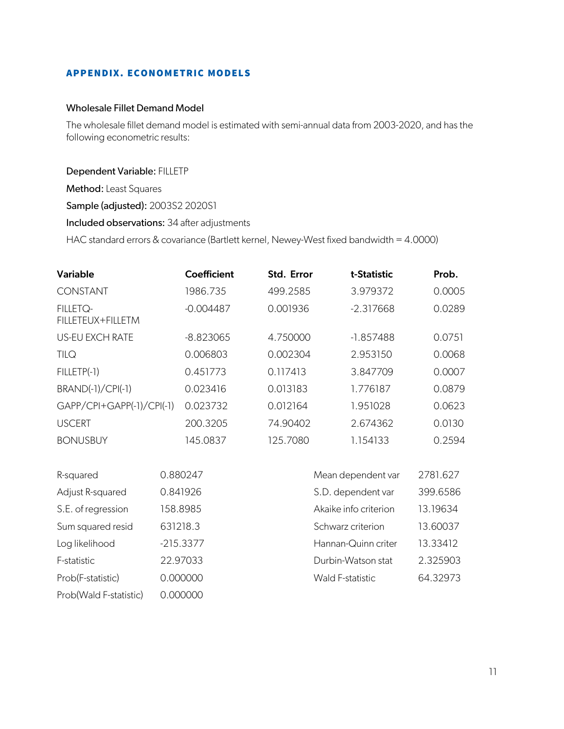## APPENDIX. ECONOMETRIC MODELS

### Wholesale Fillet Demand Model

The wholesale fillet demand model is estimated with semi-annual data from 2003-2020, and has the following econometric results:

**Dependent Variable:** FILLETP

**Method:** Least Squares

**Sample (adjusted):** 2003S2 2020S1

**Included observations:** 34 after adjustments

HAC standard errors & covariance (Bartlett kernel, Newey-West fixed bandwidth = 4.0000)

| Variable | Coefficient | Std. Error | t-Statistic | Prob. |
|---|---|---|---|---|
| CONSTANT | 1986.735 | 499.2585 | 3.979372 | 0.0005 |
| FILLETQ-FILLETEUX+FILLETM | -0.004487 | 0.001936 | -2.317668 | 0.0289 |
| US-EU EXCH RATE | -8.823065 | 4.750000 | -1.857488 | 0.0751 |
| TILQ | 0.006803 | 0.002304 | 2.953150 | 0.0068 |
| FILLETP(-1) | 0.451773 | 0.117413 | 3.847709 | 0.0007 |
| BRAND(-1)/CPI(-1) | 0.023416 | 0.013183 | 1.776187 | 0.0879 |
| GAPP/CPI+GAPP(-1)/CPI(-1) | 0.023732 | 0.012164 | 1.951028 | 0.0623 |
| USCERT | 200.3205 | 74.90402 | 2.674362 | 0.0130 |
| BONUSBUY | 145.0837 | 125.7080 | 1.154133 | 0.2594 |

| | | | |
|---|---|---|---|
| R-squared | 0.880247 | Mean dependent var | 2781.627 |
| Adjust R-squared | 0.841926 | S.D. dependent var | 399.6586 |
| S.E. of regression | 158.8985 | Akaike info criterion | 13.19634 |
| Sum squared resid | 631218.3 | Schwarz criterion | 13.60037 |
| Log likelihood | -215.3377 | Hannan-Quinn criter | 13.33412 |
| F-statistic | 22.97033 | Durbin-Watson stat | 2.325903 |
| Prob(F-statistic) | 0.000000 | Wald F-statistic | 64.32973 |
| Prob(Wald F-statistic) | 0.000000 | | |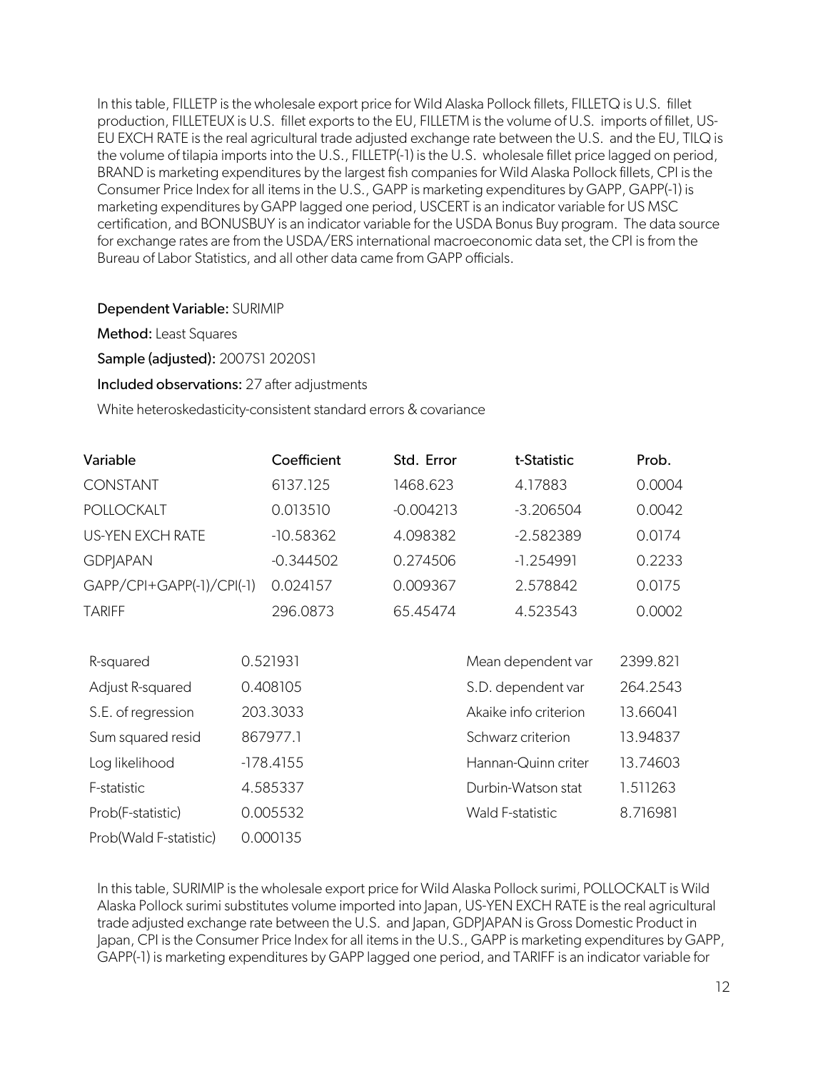In this table, FILLETP is the wholesale export price for Wild Alaska Pollock fillets, FILLETQ is U.S. fillet production, FILLETEUX is U.S. fillet exports to the EU, FILLETM is the volume of U.S. imports of fillet, US-EU EXCH RATE is the real agricultural trade adjusted exchange rate between the U.S. and the EU, TILQ is the volume of tilapia imports into the U.S., FILLETP(-1) is the U.S. wholesale fillet price lagged on period, BRAND is marketing expenditures by the largest fish companies for Wild Alaska Pollock fillets, CPI is the Consumer Price Index for all items in the U.S., GAPP is marketing expenditures by GAPP, GAPP(-1) is marketing expenditures by GAPP lagged one period, USCERT is an indicator variable for US MSC certification, and BONUSBUY is an indicator variable for the USDA Bonus Buy program. The data source for exchange rates are from the USDA/ERS international macroeconomic data set, the CPI is from the Bureau of Labor Statistics, and all other data came from GAPP officials.

**Dependent Variable:** SURIMIP

**Method:** Least Squares

**Sample (adjusted):** 2007S1 2020S1

**Included observations:** 27 after adjustments

White heteroskedasticity-consistent standard errors & covariance

| Variable | Coefficient | Std. Error | t-Statistic | Prob. |
|---|---|---|---|---|
| CONSTANT | 6137.125 | 1468.623 | 4.17883 | 0.0004 |
| POLLOCKALT | 0.013510 | -0.004213 | -3.206504 | 0.0042 |
| US-YEN EXCH RATE | -10.58362 | 4.098382 | -2.582389 | 0.0174 |
| GDPJAPAN | -0.344502 | 0.274506 | -1.254991 | 0.2233 |
| GAPP/CPI+GAPP(-1)/CPI(-1) | 0.024157 | 0.009367 | 2.578842 | 0.0175 |
| TARIFF | 296.0873 | 65.45474 | 4.523543 | 0.0002 |

| | | | |
|---|---|---|---|
| R-squared | 0.521931 | Mean dependent var | 2399.821 |
| Adjust R-squared | 0.408105 | S.D. dependent var | 264.2543 |
| S.E. of regression | 203.3033 | Akaike info criterion | 13.66041 |
| Sum squared resid | 867977.1 | Schwarz criterion | 13.94837 |
| Log likelihood | -178.4155 | Hannan-Quinn criter | 13.74603 |
| F-statistic | 4.585337 | Durbin-Watson stat | 1.511263 |
| Prob(F-statistic) | 0.005532 | Wald F-statistic | 8.716981 |
| Prob(Wald F-statistic) | 0.000135 | | |

In this table, SURIMIP is the wholesale export price for Wild Alaska Pollock surimi, POLLOCKALT is Wild Alaska Pollock surimi substitutes volume imported into Japan, US-YEN EXCH RATE is the real agricultural trade adjusted exchange rate between the U.S. and Japan, GDPJAPAN is Gross Domestic Product in Japan, CPI is the Consumer Price Index for all items in the U.S., GAPP is marketing expenditures by GAPP, GAPP(-1) is marketing expenditures by GAPP lagged one period, and TARIFF is an indicator variable for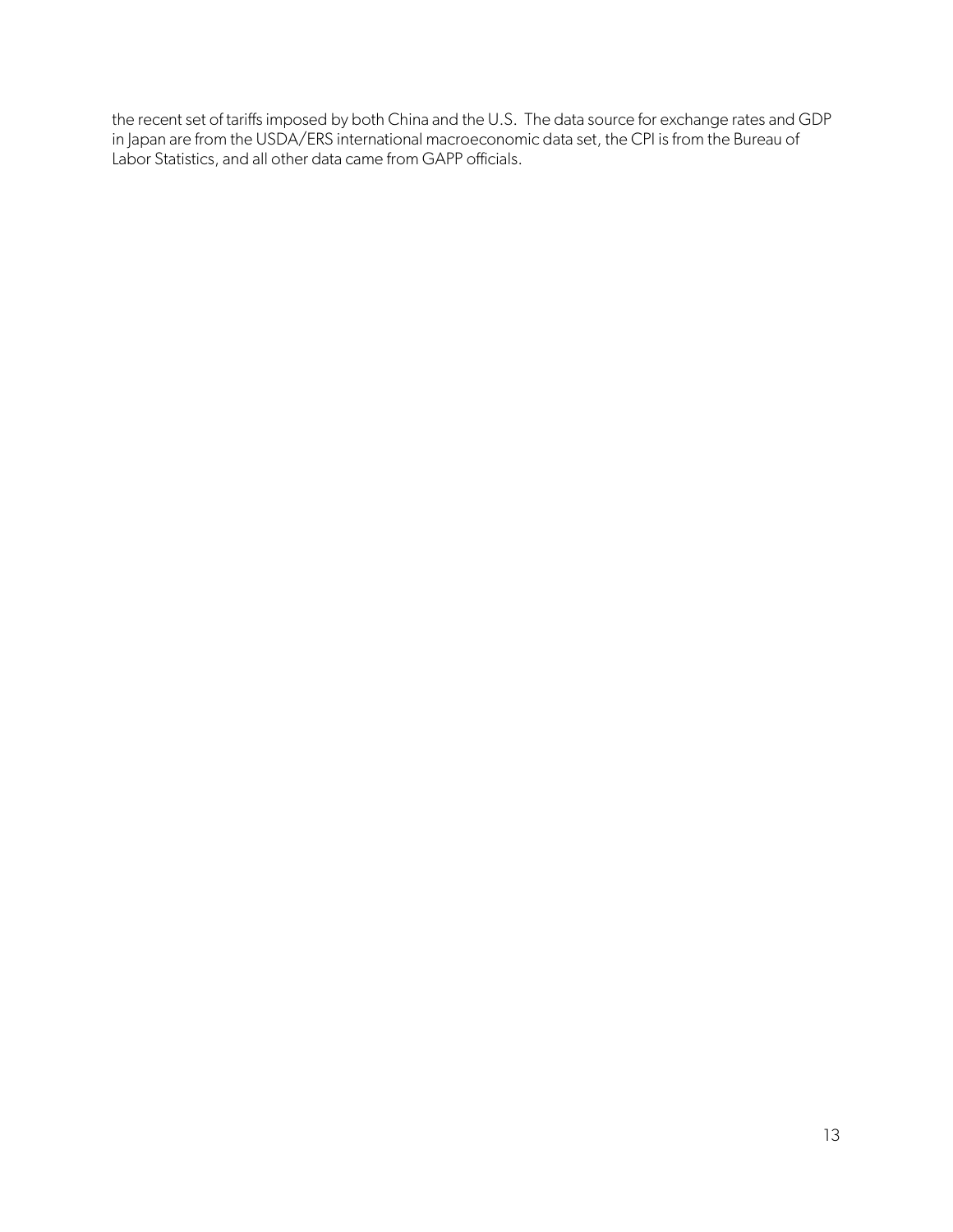the recent set of tariffs imposed by both China and the U.S. The data source for exchange rates and GDP in Japan are from the USDA/ERS international macroeconomic data set, the CPI is from the Bureau of Labor Statistics, and all other data came from GAPP officials.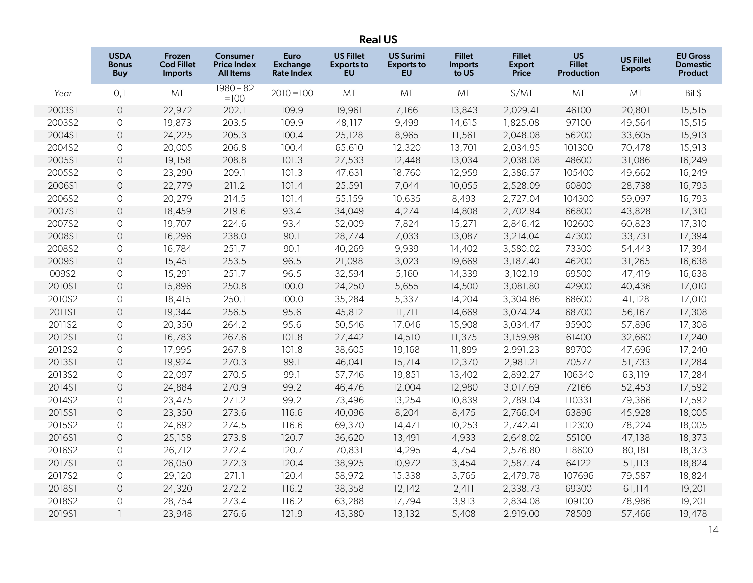## Real US

| Year | USDA Bonus Buy | Frozen Cod Fillet Imports | Consumer Price Index All Items | Euro Exchange Rate Index | US Fillet Exports to EU | US Surimi Exports to EU | Fillet Imports to US | Fillet Export Price | US Fillet Production | US Fillet Exports | EU Gross Domestic Product |
|---|---|---|---|---|---|---|---|---|---|---|---|
| *Year* | 0,1 | MT | 1980 – 82 =100 | 2010 =100 | MT | MT | MT | $/MT | MT | MT | Bil $ |
| 2003S1 | 0 | 22,972 | 202.1 | 109.9 | 19,961 | 7,166 | 13,843 | 2,029.41 | 46100 | 20,801 | 15,515 |
| 2003S2 | 0 | 19,873 | 203.5 | 109.9 | 48,117 | 9,499 | 14,615 | 1,825.08 | 97100 | 49,564 | 15,515 |
| 2004S1 | 0 | 24,225 | 205.3 | 100.4 | 25,128 | 8,965 | 11,561 | 2,048.08 | 56200 | 33,605 | 15,913 |
| 2004S2 | 0 | 20,005 | 206.8 | 100.4 | 65,610 | 12,320 | 13,701 | 2,034.95 | 101300 | 70,478 | 15,913 |
| 2005S1 | 0 | 19,158 | 208.8 | 101.3 | 27,533 | 12,448 | 13,034 | 2,038.08 | 48600 | 31,086 | 16,249 |
| 2005S2 | 0 | 23,290 | 209.1 | 101.3 | 47,631 | 18,760 | 12,959 | 2,386.57 | 105400 | 49,662 | 16,249 |
| 2006S1 | 0 | 22,779 | 211.2 | 101.4 | 25,591 | 7,044 | 10,055 | 2,528.09 | 60800 | 28,738 | 16,793 |
| 2006S2 | 0 | 20,279 | 214.5 | 101.4 | 55,159 | 10,635 | 8,493 | 2,727.04 | 104300 | 59,097 | 16,793 |
| 2007S1 | 0 | 18,459 | 219.6 | 93.4 | 34,049 | 4,274 | 14,808 | 2,702.94 | 66800 | 43,828 | 17,310 |
| 2007S2 | 0 | 19,707 | 224.6 | 93.4 | 52,009 | 7,824 | 15,271 | 2,846.42 | 102600 | 60,823 | 17,310 |
| 2008S1 | 0 | 16,296 | 238.0 | 90.1 | 28,774 | 7,033 | 13,087 | 3,214.04 | 47300 | 33,731 | 17,394 |
| 2008S2 | 0 | 16,784 | 251.7 | 90.1 | 40,269 | 9,939 | 14,402 | 3,580.02 | 73300 | 54,443 | 17,394 |
| 2009S1 | 0 | 15,451 | 253.5 | 96.5 | 21,098 | 3,023 | 19,669 | 3,187.40 | 46200 | 31,265 | 16,638 |
| 009S2 | 0 | 15,291 | 251.7 | 96.5 | 32,594 | 5,160 | 14,339 | 3,102.19 | 69500 | 47,419 | 16,638 |
| 2010S1 | 0 | 15,896 | 250.8 | 100.0 | 24,250 | 5,655 | 14,500 | 3,081.80 | 42900 | 40,436 | 17,010 |
| 2010S2 | 0 | 18,415 | 250.1 | 100.0 | 35,284 | 5,337 | 14,204 | 3,304.86 | 68600 | 41,128 | 17,010 |
| 2011S1 | 0 | 19,344 | 256.5 | 95.6 | 45,812 | 11,711 | 14,669 | 3,074.24 | 68700 | 56,167 | 17,308 |
| 2011S2 | 0 | 20,350 | 264.2 | 95.6 | 50,546 | 17,046 | 15,908 | 3,034.47 | 95900 | 57,896 | 17,308 |
| 2012S1 | 0 | 16,783 | 267.6 | 101.8 | 27,442 | 14,510 | 11,375 | 3,159.98 | 61400 | 32,660 | 17,240 |
| 2012S2 | 0 | 17,995 | 267.8 | 101.8 | 38,605 | 19,168 | 11,899 | 2,991.23 | 89700 | 47,696 | 17,240 |
| 2013S1 | 0 | 19,924 | 270.3 | 99.1 | 46,041 | 15,714 | 12,370 | 2,981.21 | 70577 | 51,733 | 17,284 |
| 2013S2 | 0 | 22,097 | 270.5 | 99.1 | 57,746 | 19,851 | 13,402 | 2,892.27 | 106340 | 63,119 | 17,284 |
| 2014S1 | 0 | 24,884 | 270.9 | 99.2 | 46,476 | 12,004 | 12,980 | 3,017.69 | 72166 | 52,453 | 17,592 |
| 2014S2 | 0 | 23,475 | 271.2 | 99.2 | 73,496 | 13,254 | 10,839 | 2,789.04 | 110331 | 79,366 | 17,592 |
| 2015S1 | 0 | 23,350 | 273.6 | 116.6 | 40,096 | 8,204 | 8,475 | 2,766.04 | 63896 | 45,928 | 18,005 |
| 2015S2 | 0 | 24,692 | 274.5 | 116.6 | 69,370 | 14,471 | 10,253 | 2,742.41 | 112300 | 78,224 | 18,005 |
| 2016S1 | 0 | 25,158 | 273.8 | 120.7 | 36,620 | 13,491 | 4,933 | 2,648.02 | 55100 | 47,138 | 18,373 |
| 2016S2 | 0 | 26,712 | 272.4 | 120.7 | 70,831 | 14,295 | 4,754 | 2,576.80 | 118600 | 80,181 | 18,373 |
| 2017S1 | 0 | 26,050 | 272.3 | 120.4 | 38,925 | 10,972 | 3,454 | 2,587.74 | 64122 | 51,113 | 18,824 |
| 2017S2 | 0 | 29,120 | 271.1 | 120.4 | 58,972 | 15,338 | 3,765 | 2,479.78 | 107696 | 79,587 | 18,824 |
| 2018S1 | 0 | 24,320 | 272.2 | 116.2 | 38,358 | 12,142 | 2,411 | 2,338.73 | 69300 | 61,114 | 19,201 |
| 2018S2 | 0 | 28,754 | 273.4 | 116.2 | 63,288 | 17,794 | 3,913 | 2,834.08 | 109100 | 78,986 | 19,201 |
| 2019S1 | 1 | 23,948 | 276.6 | 121.9 | 43,380 | 13,132 | 5,408 | 2,919.00 | 78509 | 57,466 | 19,478 |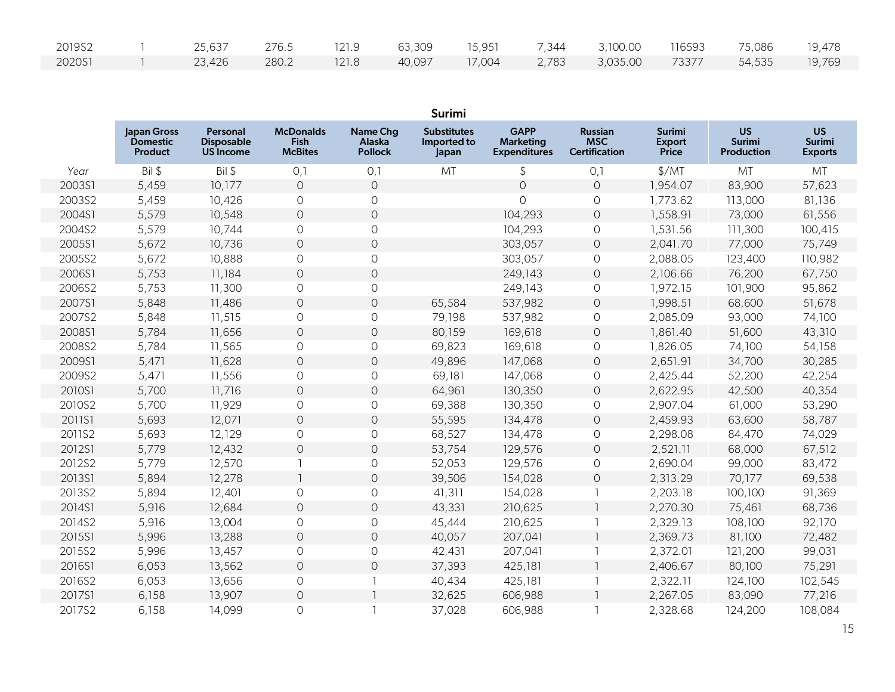| | | | | | | | | | | |
|---|---|---|---|---|---|---|---|---|---|---|
| 2019S2 | 1 | 25,637 | 276.5 | 121.9 | 63,309 | 15,951 | 7,344 | 3,100.00 | 116593 | 75,086 | 19,478 |
| 2020S1 | 1 | 23,426 | 280.2 | 121.8 | 40,097 | 17,004 | 2,783 | 3,035.00 | 73377 | 54,535 | 19,769 |

**Surimi**

| | Japan Gross Domestic Product | Personal Disposable US Income | McDonalds Fish McBites | Name Chg Alaska Pollock | Substitutes Imported to Japan | GAPP Marketing Expenditures | Russian MSC Certification | Surimi Export Price | US Surimi Production | US Surimi Exports |
|---|---|---|---|---|---|---|---|---|---|---|
| *Year* | Bil $ | Bil $ | 0,1 | 0,1 | MT | $ | 0,1 | $/MT | MT | MT |
| 2003S1 | 5,459 | 10,177 | 0 | 0 | | 0 | 0 | 1,954.07 | 83,900 | 57,623 |
| 2003S2 | 5,459 | 10,426 | 0 | 0 | | 0 | 0 | 1,773.62 | 113,000 | 81,136 |
| 2004S1 | 5,579 | 10,548 | 0 | 0 | | 104,293 | 0 | 1,558.91 | 73,000 | 61,556 |
| 2004S2 | 5,579 | 10,744 | 0 | 0 | | 104,293 | 0 | 1,531.56 | 111,300 | 100,415 |
| 2005S1 | 5,672 | 10,736 | 0 | 0 | | 303,057 | 0 | 2,041.70 | 77,000 | 75,749 |
| 2005S2 | 5,672 | 10,888 | 0 | 0 | | 303,057 | 0 | 2,088.05 | 123,400 | 110,982 |
| 2006S1 | 5,753 | 11,184 | 0 | 0 | | 249,143 | 0 | 2,106.66 | 76,200 | 67,750 |
| 2006S2 | 5,753 | 11,300 | 0 | 0 | | 249,143 | 0 | 1,972.15 | 101,900 | 95,862 |
| 2007S1 | 5,848 | 11,486 | 0 | 0 | 65,584 | 537,982 | 0 | 1,998.51 | 68,600 | 51,678 |
| 2007S2 | 5,848 | 11,515 | 0 | 0 | 79,198 | 537,982 | 0 | 2,085.09 | 93,000 | 74,100 |
| 2008S1 | 5,784 | 11,656 | 0 | 0 | 80,159 | 169,618 | 0 | 1,861.40 | 51,600 | 43,310 |
| 2008S2 | 5,784 | 11,565 | 0 | 0 | 69,823 | 169,618 | 0 | 1,826.05 | 74,100 | 54,158 |
| 2009S1 | 5,471 | 11,628 | 0 | 0 | 49,896 | 147,068 | 0 | 2,651.91 | 34,700 | 30,285 |
| 2009S2 | 5,471 | 11,556 | 0 | 0 | 69,181 | 147,068 | 0 | 2,425.44 | 52,200 | 42,254 |
| 2010S1 | 5,700 | 11,716 | 0 | 0 | 64,961 | 130,350 | 0 | 2,622.95 | 42,500 | 40,354 |
| 2010S2 | 5,700 | 11,929 | 0 | 0 | 69,388 | 130,350 | 0 | 2,907.04 | 61,000 | 53,290 |
| 2011S1 | 5,693 | 12,071 | 0 | 0 | 55,595 | 134,478 | 0 | 2,459.93 | 63,600 | 58,787 |
| 2011S2 | 5,693 | 12,129 | 0 | 0 | 68,527 | 134,478 | 0 | 2,298.08 | 84,470 | 74,029 |
| 2012S1 | 5,779 | 12,432 | 0 | 0 | 53,754 | 129,576 | 0 | 2,521.11 | 68,000 | 67,512 |
| 2012S2 | 5,779 | 12,570 | 1 | 0 | 52,053 | 129,576 | 0 | 2,690.04 | 99,000 | 83,472 |
| 2013S1 | 5,894 | 12,278 | 1 | 0 | 39,506 | 154,028 | 0 | 2,313.29 | 70,177 | 69,538 |
| 2013S2 | 5,894 | 12,401 | 0 | 0 | 41,311 | 154,028 | 1 | 2,203.18 | 100,100 | 91,369 |
| 2014S1 | 5,916 | 12,684 | 0 | 0 | 43,331 | 210,625 | 1 | 2,270.30 | 75,461 | 68,736 |
| 2014S2 | 5,916 | 13,004 | 0 | 0 | 45,444 | 210,625 | 1 | 2,329.13 | 108,100 | 92,170 |
| 2015S1 | 5,996 | 13,288 | 0 | 0 | 40,057 | 207,041 | 1 | 2,369.73 | 81,100 | 72,482 |
| 2015S2 | 5,996 | 13,457 | 0 | 0 | 42,431 | 207,041 | 1 | 2,372.01 | 121,200 | 99,031 |
| 2016S1 | 6,053 | 13,562 | 0 | 0 | 37,393 | 425,181 | 1 | 2,406.67 | 80,100 | 75,291 |
| 2016S2 | 6,053 | 13,656 | 0 | 1 | 40,434 | 425,181 | 1 | 2,322.11 | 124,100 | 102,545 |
| 2017S1 | 6,158 | 13,907 | 0 | 1 | 32,625 | 606,988 | 1 | 2,267.05 | 83,090 | 77,216 |
| 2017S2 | 6,158 | 14,099 | 0 | 1 | 37,028 | 606,988 | 1 | 2,328.68 | 124,200 | 108,084 |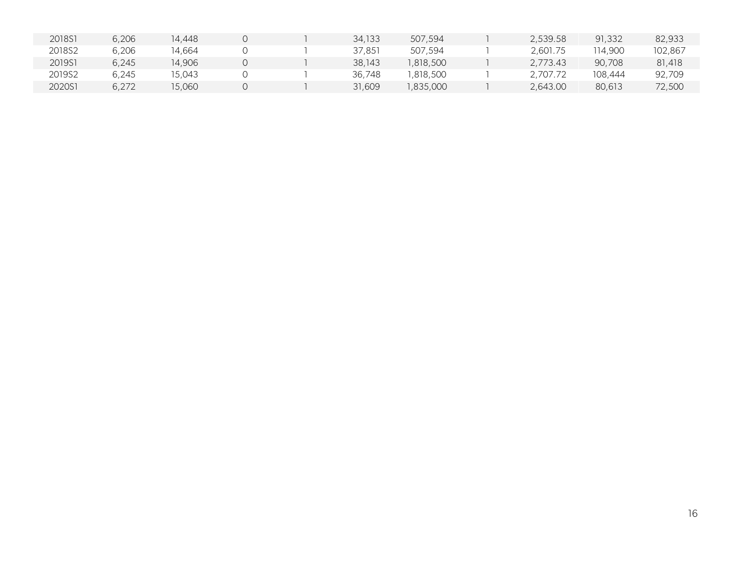| | | | | | | | | | | |
|---|---|---|---|---|---|---|---|---|---|---|
| 2018S1 | 6,206 | 14,448 | 0 | 1 | 34,133 | 507,594 | 1 | 2,539.58 | 91,332 | 82,933 |
| 2018S2 | 6,206 | 14,664 | 0 | 1 | 37,851 | 507,594 | 1 | 2,601.75 | 114,900 | 102,867 |
| 2019S1 | 6,245 | 14,906 | 0 | 1 | 38,143 | 1,818,500 | 1 | 2,773.43 | 90,708 | 81,418 |
| 2019S2 | 6,245 | 15,043 | 0 | 1 | 36,748 | 1,818,500 | 1 | 2,707.72 | 108,444 | 92,709 |
| 2020S1 | 6,272 | 15,060 | 0 | 1 | 31,609 | 1,835,000 | 1 | 2,643.00 | 80,613 | 72,500 |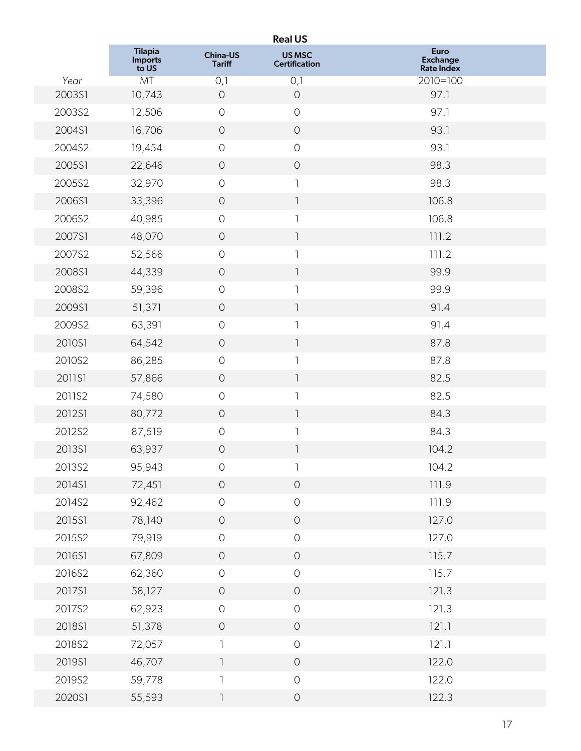| | Real US | | | |
|---|---|---|---|---|
| | Tilapia Imports to US | China-US Tariff | US MSC Certification | Euro Exchange Rate Index |
| *Year* | MT | 0,1 | 0,1 | 2010=100 |
| 2003S1 | 10,743 | 0 | 0 | 97.1 |
| 2003S2 | 12,506 | 0 | 0 | 97.1 |
| 2004S1 | 16,706 | 0 | 0 | 93.1 |
| 2004S2 | 19,454 | 0 | 0 | 93.1 |
| 2005S1 | 22,646 | 0 | 0 | 98.3 |
| 2005S2 | 32,970 | 0 | 1 | 98.3 |
| 2006S1 | 33,396 | 0 | 1 | 106.8 |
| 2006S2 | 40,985 | 0 | 1 | 106.8 |
| 2007S1 | 48,070 | 0 | 1 | 111.2 |
| 2007S2 | 52,566 | 0 | 1 | 111.2 |
| 2008S1 | 44,339 | 0 | 1 | 99.9 |
| 2008S2 | 59,396 | 0 | 1 | 99.9 |
| 2009S1 | 51,371 | 0 | 1 | 91.4 |
| 2009S2 | 63,391 | 0 | 1 | 91.4 |
| 2010S1 | 64,542 | 0 | 1 | 87.8 |
| 2010S2 | 86,285 | 0 | 1 | 87.8 |
| 2011S1 | 57,866 | 0 | 1 | 82.5 |
| 2011S2 | 74,580 | 0 | 1 | 82.5 |
| 2012S1 | 80,772 | 0 | 1 | 84.3 |
| 2012S2 | 87,519 | 0 | 1 | 84.3 |
| 2013S1 | 63,937 | 0 | 1 | 104.2 |
| 2013S2 | 95,943 | 0 | 1 | 104.2 |
| 2014S1 | 72,451 | 0 | 0 | 111.9 |
| 2014S2 | 92,462 | 0 | 0 | 111.9 |
| 2015S1 | 78,140 | 0 | 0 | 127.0 |
| 2015S2 | 79,919 | 0 | 0 | 127.0 |
| 2016S1 | 67,809 | 0 | 0 | 115.7 |
| 2016S2 | 62,360 | 0 | 0 | 115.7 |
| 2017S1 | 58,127 | 0 | 0 | 121.3 |
| 2017S2 | 62,923 | 0 | 0 | 121.3 |
| 2018S1 | 51,378 | 0 | 0 | 121.1 |
| 2018S2 | 72,057 | 1 | 0 | 121.1 |
| 2019S1 | 46,707 | 1 | 0 | 122.0 |
| 2019S2 | 59,778 | 1 | 0 | 122.0 |
| 2020S1 | 55,593 | 1 | 0 | 122.3 |